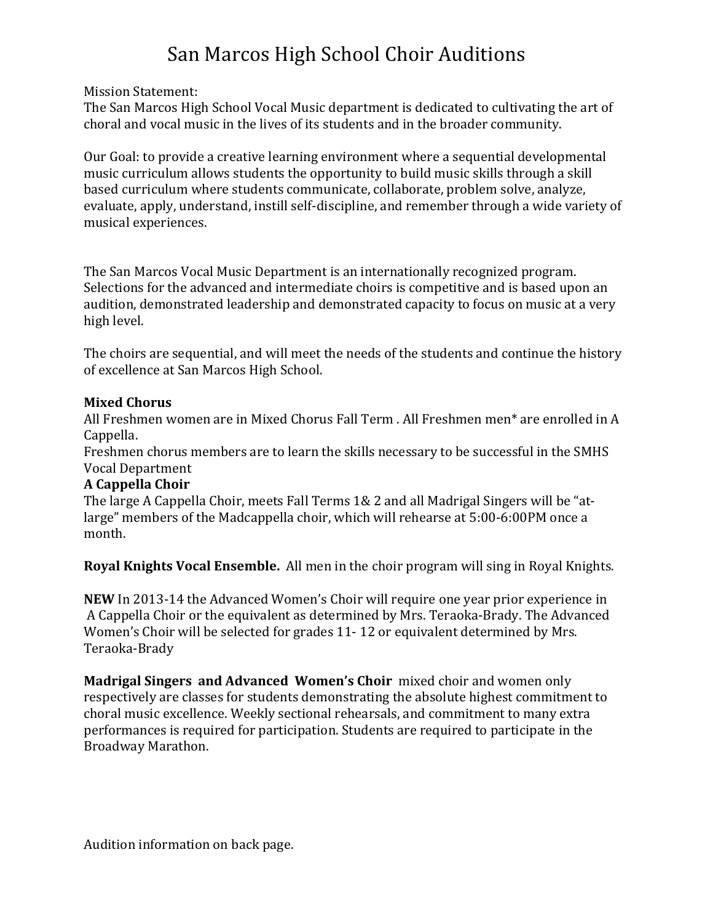# San Marcos High School Choir Auditions

Mission Statement:
The San Marcos High School Vocal Music department is dedicated to cultivating the art of choral and vocal music in the lives of its students and in the broader community.

Our Goal: to provide a creative learning environment where a sequential developmental music curriculum allows students the opportunity to build music skills through a skill based curriculum where students communicate, collaborate, problem solve, analyze, evaluate, apply, understand, instill self-discipline, and remember through a wide variety of musical experiences.

The San Marcos Vocal Music Department is an internationally recognized program. Selections for the advanced and intermediate choirs is competitive and is based upon an audition, demonstrated leadership and demonstrated capacity to focus on music at a very high level.

The choirs are sequential, and will meet the needs of the students and continue the history of excellence at San Marcos High School.

**Mixed Chorus**
All Freshmen women are in Mixed Chorus Fall Term . All Freshmen men* are enrolled in A Cappella.
Freshmen chorus members are to learn the skills necessary to be successful in the SMHS Vocal Department

**A Cappella Choir**
The large A Cappella Choir, meets Fall Terms 1& 2 and all Madrigal Singers will be "at-large" members of the Madcappella choir, which will rehearse at 5:00-6:00PM once a month.

**Royal Knights Vocal Ensemble.** All men in the choir program will sing in Royal Knights.

**NEW** In 2013-14 the Advanced Women's Choir will require one year prior experience in A Cappella Choir or the equivalent as determined by Mrs. Teraoka-Brady. The Advanced Women's Choir will be selected for grades 11- 12 or equivalent determined by Mrs. Teraoka-Brady

**Madrigal Singers and Advanced Women's Choir** mixed choir and women only respectively are classes for students demonstrating the absolute highest commitment to choral music excellence. Weekly sectional rehearsals, and commitment to many extra performances is required for participation. Students are required to participate in the Broadway Marathon.

Audition information on back page.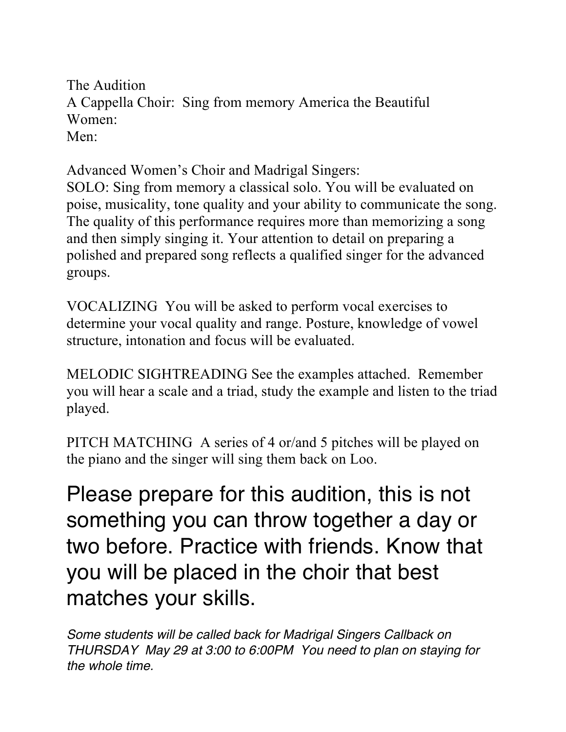The Audition

A Cappella Choir: Sing from memory America the Beautiful

Women:

Men:

Advanced Women's Choir and Madrigal Singers:

SOLO: Sing from memory a classical solo. You will be evaluated on poise, musicality, tone quality and your ability to communicate the song. The quality of this performance requires more than memorizing a song and then simply singing it. Your attention to detail on preparing a polished and prepared song reflects a qualified singer for the advanced groups.

VOCALIZING You will be asked to perform vocal exercises to determine your vocal quality and range. Posture, knowledge of vowel structure, intonation and focus will be evaluated.

MELODIC SIGHTREADING See the examples attached. Remember you will hear a scale and a triad, study the example and listen to the triad played.

PITCH MATCHING A series of 4 or/and 5 pitches will be played on the piano and the singer will sing them back on Loo.

## Please prepare for this audition, this is not something you can throw together a day or two before. Practice with friends. Know that you will be placed in the choir that best matches your skills.

*Some students will be called back for Madrigal Singers Callback on THURSDAY May 29 at 3:00 to 6:00PM You need to plan on staying for the whole time.*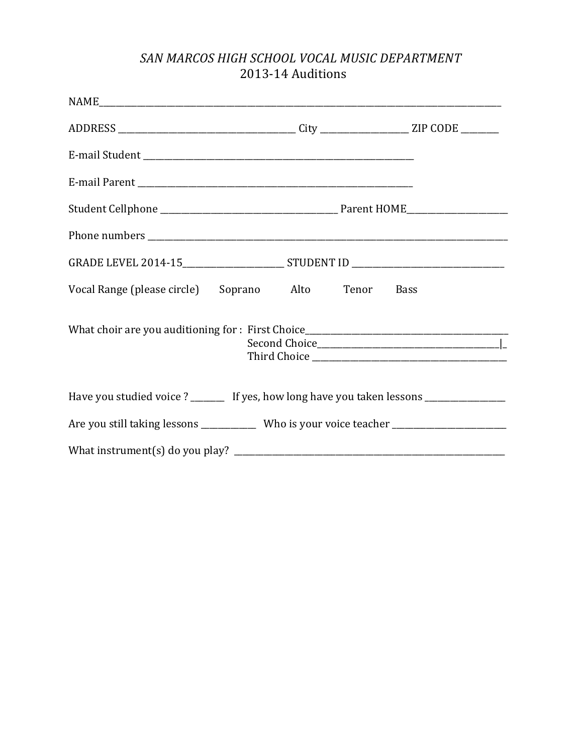*SAN MARCOS HIGH SCHOOL VOCAL MUSIC DEPARTMENT*
2013-14 Auditions

NAME_______________________________________________________________________________

ADDRESS ________________________________ City _________________ ZIP CODE ________

E-mail Student _______________________________________________________

E-mail Parent _______________________________________________________

Student Cellphone ________________________________ Parent HOME____________________

Phone numbers _______________________________________________________________________

GRADE LEVEL 2014-15____________________ STUDENT ID ______________________________

Vocal Range (please circle)     Soprano     Alto     Tenor     Bass

What choir are you auditioning for : First Choice________________________________________
Second Choice_____________________________________|_
Third Choice ______________________________________

Have you studied voice ? _______ If yes, how long have you taken lessons _______________

Are you still taking lessons ___________ Who is your voice teacher _______________________

What instrument(s) do you play? ______________________________________________________